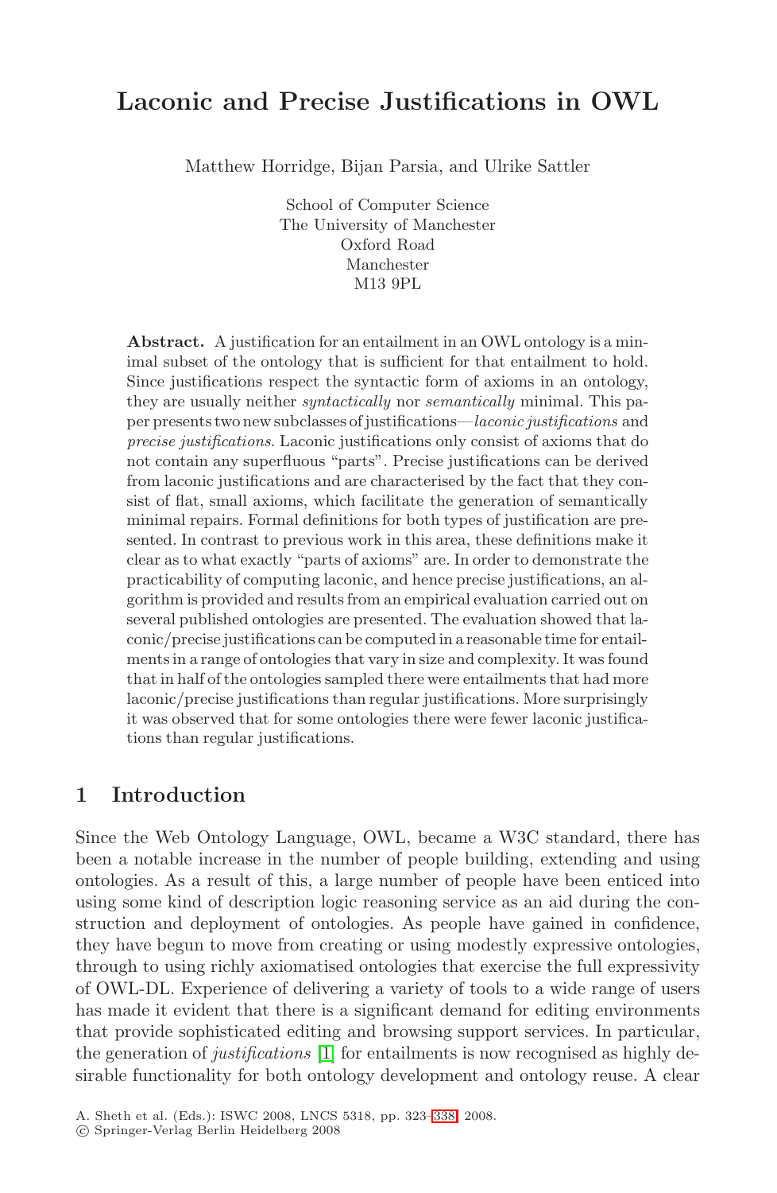# Laconic and Precise Justifications in OWL

Matthew Horridge, Bijan Parsia, and Ulrike Sattler

School of Computer Science
The University of Manchester
Oxford Road
Manchester
M13 9PL

**Abstract.** A justification for an entailment in an OWL ontology is a minimal subset of the ontology that is sufficient for that entailment to hold. Since justifications respect the syntactic form of axioms in an ontology, they are usually neither *syntactically* nor *semantically* minimal. This paper presents two new subclasses of justifications—*laconic justifications* and *precise justifications*. Laconic justifications only consist of axioms that do not contain any superfluous "parts". Precise justifications can be derived from laconic justifications and are characterised by the fact that they consist of flat, small axioms, which facilitate the generation of semantically minimal repairs. Formal definitions for both types of justification are presented. In contrast to previous work in this area, these definitions make it clear as to what exactly "parts of axioms" are. In order to demonstrate the practicability of computing laconic, and hence precise justifications, an algorithm is provided and results from an empirical evaluation carried out on several published ontologies are presented. The evaluation showed that laconic/precise justifications can be computed in a reasonable time for entailments in a range of ontologies that vary in size and complexity. It was found that in half of the ontologies sampled there were entailments that had more laconic/precise justifications than regular justifications. More surprisingly it was observed that for some ontologies there were fewer laconic justifications than regular justifications.

## 1 Introduction

Since the Web Ontology Language, OWL, became a W3C standard, there has been a notable increase in the number of people building, extending and using ontologies. As a result of this, a large number of people have been enticed into using some kind of description logic reasoning service as an aid during the construction and deployment of ontologies. As people have gained in confidence, they have begun to move from creating or using modestly expressive ontologies, through to using richly axiomatised ontologies that exercise the full expressivity of OWL-DL. Experience of delivering a variety of tools to a wide range of users has made it evident that there is a significant demand for editing environments that provide sophisticated editing and browsing support services. In particular, the generation of *justifications* [1] for entailments is now recognised as highly desirable functionality for both ontology development and ontology reuse. A clear

A. Sheth et al. (Eds.): ISWC 2008, LNCS 5318, pp. 323–338, 2008.
© Springer-Verlag Berlin Heidelberg 2008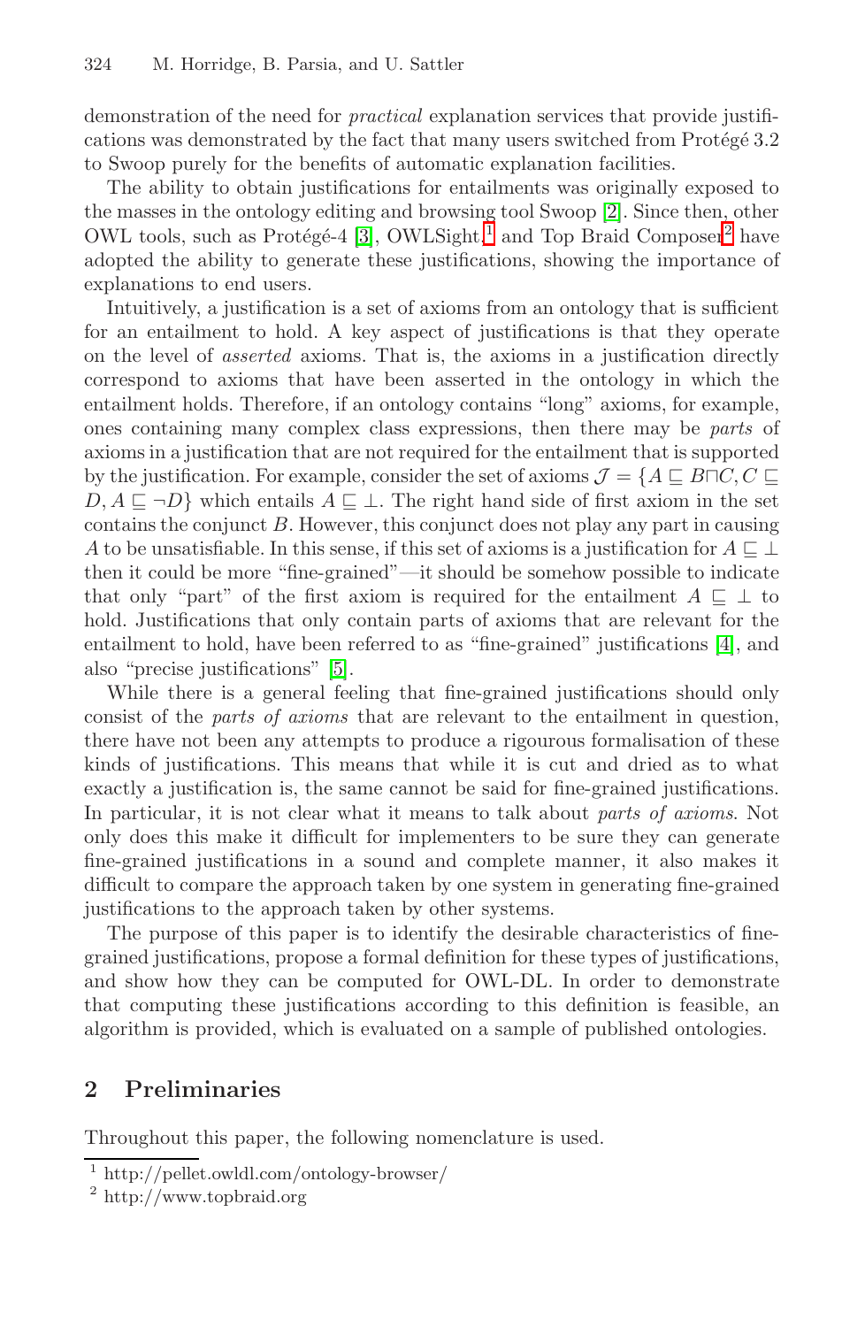demonstration of the need for *practical* explanation services that provide justifications was demonstrated by the fact that many users switched from Protégé 3.2 to Swoop purely for the benefits of automatic explanation facilities.

The ability to obtain justifications for entailments was originally exposed to the masses in the ontology editing and browsing tool Swoop [2]. Since then, other OWL tools, such as Protégé-4 [3], OWLSight,[1] and Top Braid Composer[2] have adopted the ability to generate these justifications, showing the importance of explanations to end users.

Intuitively, a justification is a set of axioms from an ontology that is sufficient for an entailment to hold. A key aspect of justifications is that they operate on the level of *asserted* axioms. That is, the axioms in a justification directly correspond to axioms that have been asserted in the ontology in which the entailment holds. Therefore, if an ontology contains "long" axioms, for example, ones containing many complex class expressions, then there may be *parts* of axioms in a justification that are not required for the entailment that is supported by the justification. For example, consider the set of axioms $\mathcal{J} = \{A \sqsubseteq B \sqcap C, C \sqsubseteq D, A \sqsubseteq \neg D\}$ which entails $A \sqsubseteq \bot$. The right hand side of first axiom in the set contains the conjunct $B$. However, this conjunct does not play any part in causing $A$ to be unsatisfiable. In this sense, if this set of axioms is a justification for $A \sqsubseteq \bot$ then it could be more "fine-grained"—it should be somehow possible to indicate that only "part" of the first axiom is required for the entailment $A \sqsubseteq \bot$ to hold. Justifications that only contain parts of axioms that are relevant for the entailment to hold, have been referred to as "fine-grained" justifications [4], and also "precise justifications" [5].

While there is a general feeling that fine-grained justifications should only consist of the *parts of axioms* that are relevant to the entailment in question, there have not been any attempts to produce a rigourous formalisation of these kinds of justifications. This means that while it is cut and dried as to what exactly a justification is, the same cannot be said for fine-grained justifications. In particular, it is not clear what it means to talk about *parts of axioms*. Not only does this make it difficult for implementers to be sure they can generate fine-grained justifications in a sound and complete manner, it also makes it difficult to compare the approach taken by one system in generating fine-grained justifications to the approach taken by other systems.

The purpose of this paper is to identify the desirable characteristics of fine-grained justifications, propose a formal definition for these types of justifications, and show how they can be computed for OWL-DL. In order to demonstrate that computing these justifications according to this definition is feasible, an algorithm is provided, which is evaluated on a sample of published ontologies.

## 2 Preliminaries

Throughout this paper, the following nomenclature is used.

[1] http://pellet.owldl.com/ontology-browser/
[2] http://www.topbraid.org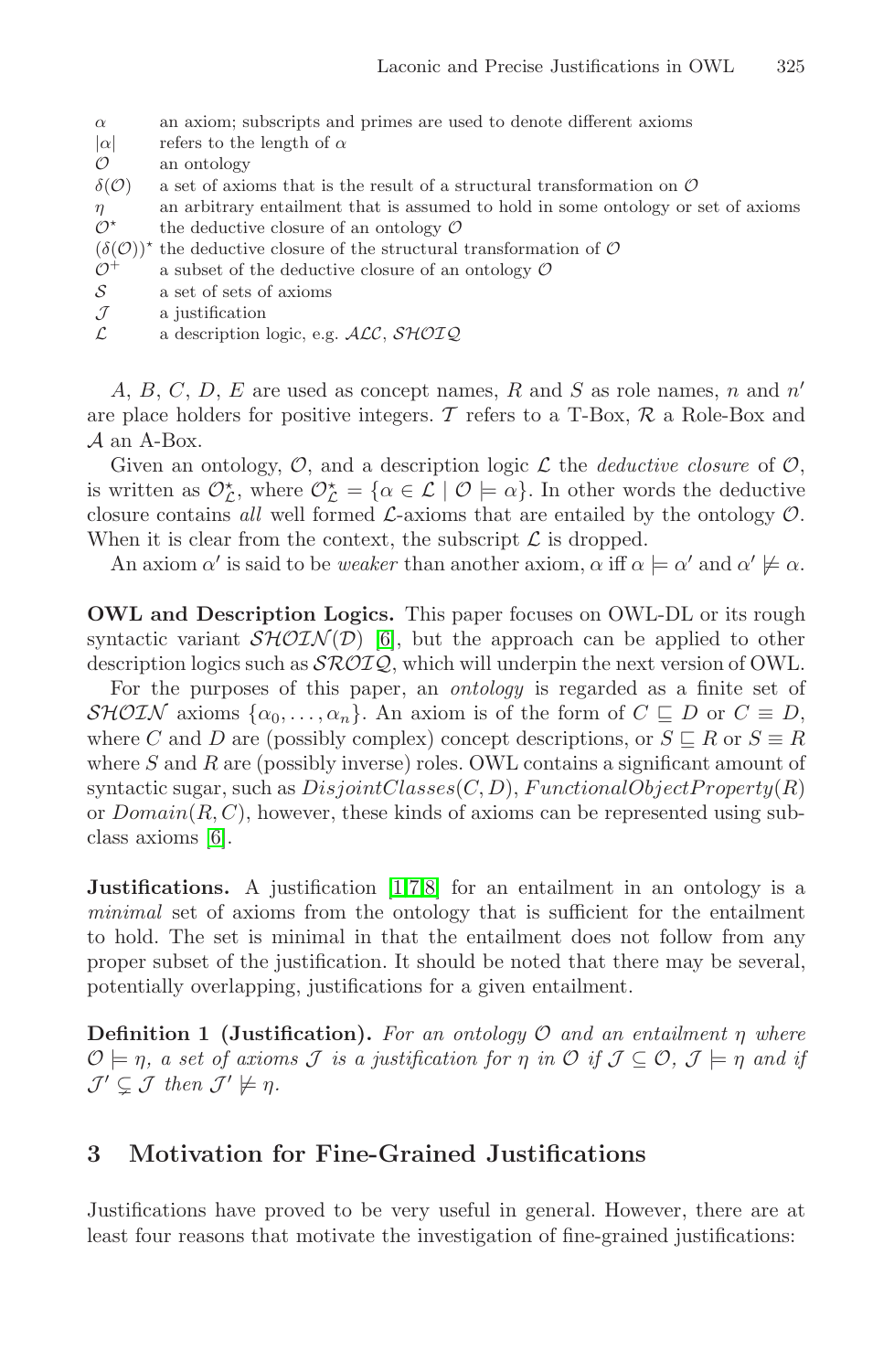| | |
|---|---|
| $\alpha$ | an axiom; subscripts and primes are used to denote different axioms |
| $\|\alpha\|$ | refers to the length of $\alpha$ |
| $\mathcal{O}$ | an ontology |
| $\delta(\mathcal{O})$ | a set of axioms that is the result of a structural transformation on $\mathcal{O}$ |
| $\eta$ | an arbitrary entailment that is assumed to hold in some ontology or set of axioms |
| $\mathcal{O}^\star$ | the deductive closure of an ontology $\mathcal{O}$ |
| $(\delta(\mathcal{O}))^\star$ | the deductive closure of the structural transformation of $\mathcal{O}$ |
| $\mathcal{O}^+$ | a subset of the deductive closure of an ontology $\mathcal{O}$ |
| $\mathcal{S}$ | a set of sets of axioms |
| $\mathcal{J}$ | a justification |
| $\mathcal{L}$ | a description logic, e.g. $\mathcal{ALC}$, $\mathcal{SHOIQ}$ |

$A$, $B$, $C$, $D$, $E$ are used as concept names, $R$ and $S$ as role names, $n$ and $n'$ are place holders for positive integers. $\mathcal{T}$ refers to a T-Box, $\mathcal{R}$ a Role-Box and $\mathcal{A}$ an A-Box.

Given an ontology, $\mathcal{O}$, and a description logic $\mathcal{L}$ the *deductive closure* of $\mathcal{O}$, is written as $\mathcal{O}^\star_\mathcal{L}$, where $\mathcal{O}^\star_\mathcal{L} = \{\alpha \in \mathcal{L} \mid \mathcal{O} \models \alpha\}$. In other words the deductive closure contains *all* well formed $\mathcal{L}$-axioms that are entailed by the ontology $\mathcal{O}$. When it is clear from the context, the subscript $\mathcal{L}$ is dropped.

An axiom $\alpha'$ is said to be *weaker* than another axiom, $\alpha$ iff $\alpha \models \alpha'$ and $\alpha' \not\models \alpha$.

**OWL and Description Logics.** This paper focuses on OWL-DL or its rough syntactic variant $\mathcal{SHOIN}(\mathcal{D})$ [6], but the approach can be applied to other description logics such as $\mathcal{SROIQ}$, which will underpin the next version of OWL.

For the purposes of this paper, an *ontology* is regarded as a finite set of $\mathcal{SHOIN}$ axioms $\{\alpha_0, \ldots, \alpha_n\}$. An axiom is of the form of $C \sqsubseteq D$ or $C \equiv D$, where $C$ and $D$ are (possibly complex) concept descriptions, or $S \sqsubseteq R$ or $S \equiv R$ where $S$ and $R$ are (possibly inverse) roles. OWL contains a significant amount of syntactic sugar, such as $DisjointClasses(C, D)$, $FunctionalObjectProperty(R)$ or $Domain(R, C)$, however, these kinds of axioms can be represented using subclass axioms [6].

**Justifications.** A justification [1,7,8] for an entailment in an ontology is a *minimal* set of axioms from the ontology that is sufficient for the entailment to hold. The set is minimal in that the entailment does not follow from any proper subset of the justification. It should be noted that there may be several, potentially overlapping, justifications for a given entailment.

**Definition 1 (Justification).** *For an ontology $\mathcal{O}$ and an entailment $\eta$ where $\mathcal{O} \models \eta$, a set of axioms $\mathcal{J}$ is a justification for $\eta$ in $\mathcal{O}$ if $\mathcal{J} \subseteq \mathcal{O}$, $\mathcal{J} \models \eta$ and if $\mathcal{J}' \subsetneq \mathcal{J}$ then $\mathcal{J}' \not\models \eta$.*

## 3 Motivation for Fine-Grained Justifications

Justifications have proved to be very useful in general. However, there are at least four reasons that motivate the investigation of fine-grained justifications: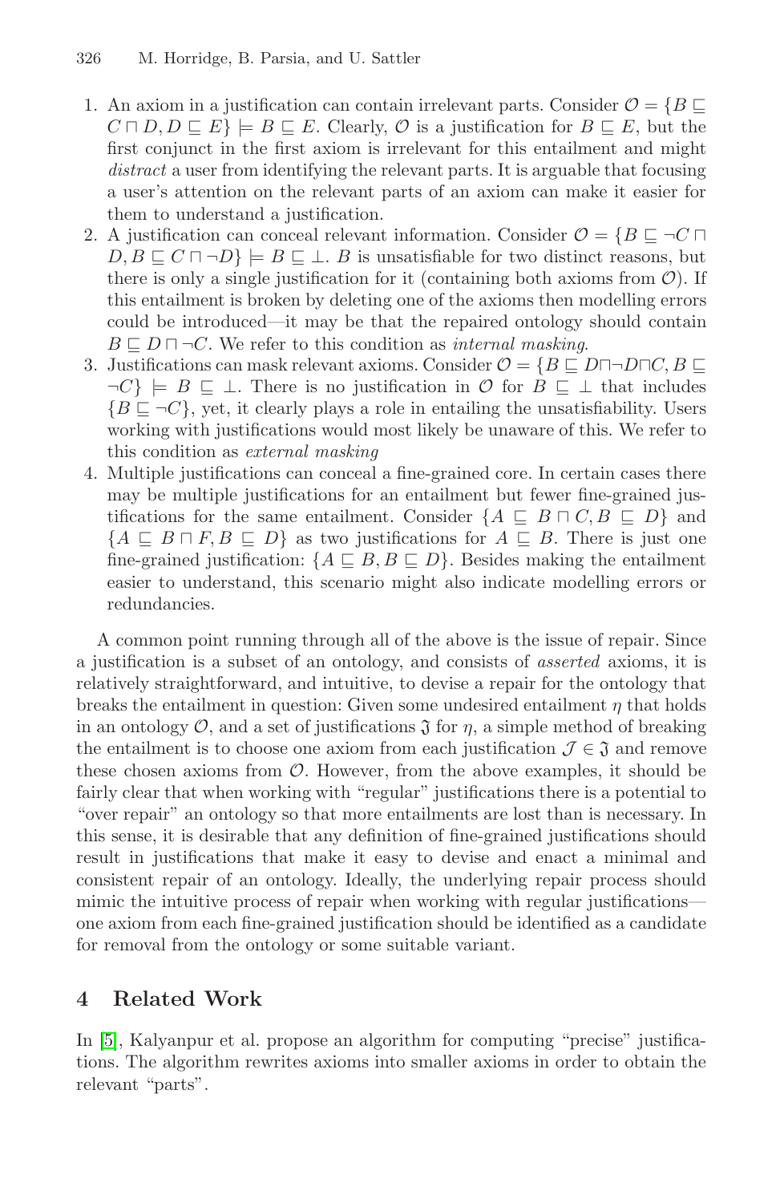1. An axiom in a justification can contain irrelevant parts. Consider $\mathcal{O} = \{B \sqsubseteq C \sqcap D, D \sqsubseteq E\} \models B \sqsubseteq E$. Clearly, $\mathcal{O}$ is a justification for $B \sqsubseteq E$, but the first conjunct in the first axiom is irrelevant for this entailment and might *distract* a user from identifying the relevant parts. It is arguable that focusing a user's attention on the relevant parts of an axiom can make it easier for them to understand a justification.
2. A justification can conceal relevant information. Consider $\mathcal{O} = \{B \sqsubseteq \neg C \sqcap D, B \sqsubseteq C \sqcap \neg D\} \models B \sqsubseteq \bot$. $B$ is unsatisfiable for two distinct reasons, but there is only a single justification for it (containing both axioms from $\mathcal{O}$). If this entailment is broken by deleting one of the axioms then modelling errors could be introduced—it may be that the repaired ontology should contain $B \sqsubseteq D \sqcap \neg C$. We refer to this condition as *internal masking*.
3. Justifications can mask relevant axioms. Consider $\mathcal{O} = \{B \sqsubseteq D \sqcap \neg D \sqcap C, B \sqsubseteq \neg C\} \models B \sqsubseteq \bot$. There is no justification in $\mathcal{O}$ for $B \sqsubseteq \bot$ that includes $\{B \sqsubseteq \neg C\}$, yet, it clearly plays a role in entailing the unsatisfiability. Users working with justifications would most likely be unaware of this. We refer to this condition as *external masking*
4. Multiple justifications can conceal a fine-grained core. In certain cases there may be multiple justifications for an entailment but fewer fine-grained justifications for the same entailment. Consider $\{A \sqsubseteq B \sqcap C, B \sqsubseteq D\}$ and $\{A \sqsubseteq B \sqcap F, B \sqsubseteq D\}$ as two justifications for $A \sqsubseteq B$. There is just one fine-grained justification: $\{A \sqsubseteq B, B \sqsubseteq D\}$. Besides making the entailment easier to understand, this scenario might also indicate modelling errors or redundancies.

A common point running through all of the above is the issue of repair. Since a justification is a subset of an ontology, and consists of *asserted* axioms, it is relatively straightforward, and intuitive, to devise a repair for the ontology that breaks the entailment in question: Given some undesired entailment $\eta$ that holds in an ontology $\mathcal{O}$, and a set of justifications $\mathfrak{J}$ for $\eta$, a simple method of breaking the entailment is to choose one axiom from each justification $\mathcal{J} \in \mathfrak{J}$ and remove these chosen axioms from $\mathcal{O}$. However, from the above examples, it should be fairly clear that when working with "regular" justifications there is a potential to "over repair" an ontology so that more entailments are lost than is necessary. In this sense, it is desirable that any definition of fine-grained justifications should result in justifications that make it easy to devise and enact a minimal and consistent repair of an ontology. Ideally, the underlying repair process should mimic the intuitive process of repair when working with regular justifications—one axiom from each fine-grained justification should be identified as a candidate for removal from the ontology or some suitable variant.

## 4 Related Work

In [5], Kalyanpur et al. propose an algorithm for computing "precise" justifications. The algorithm rewrites axioms into smaller axioms in order to obtain the relevant "parts".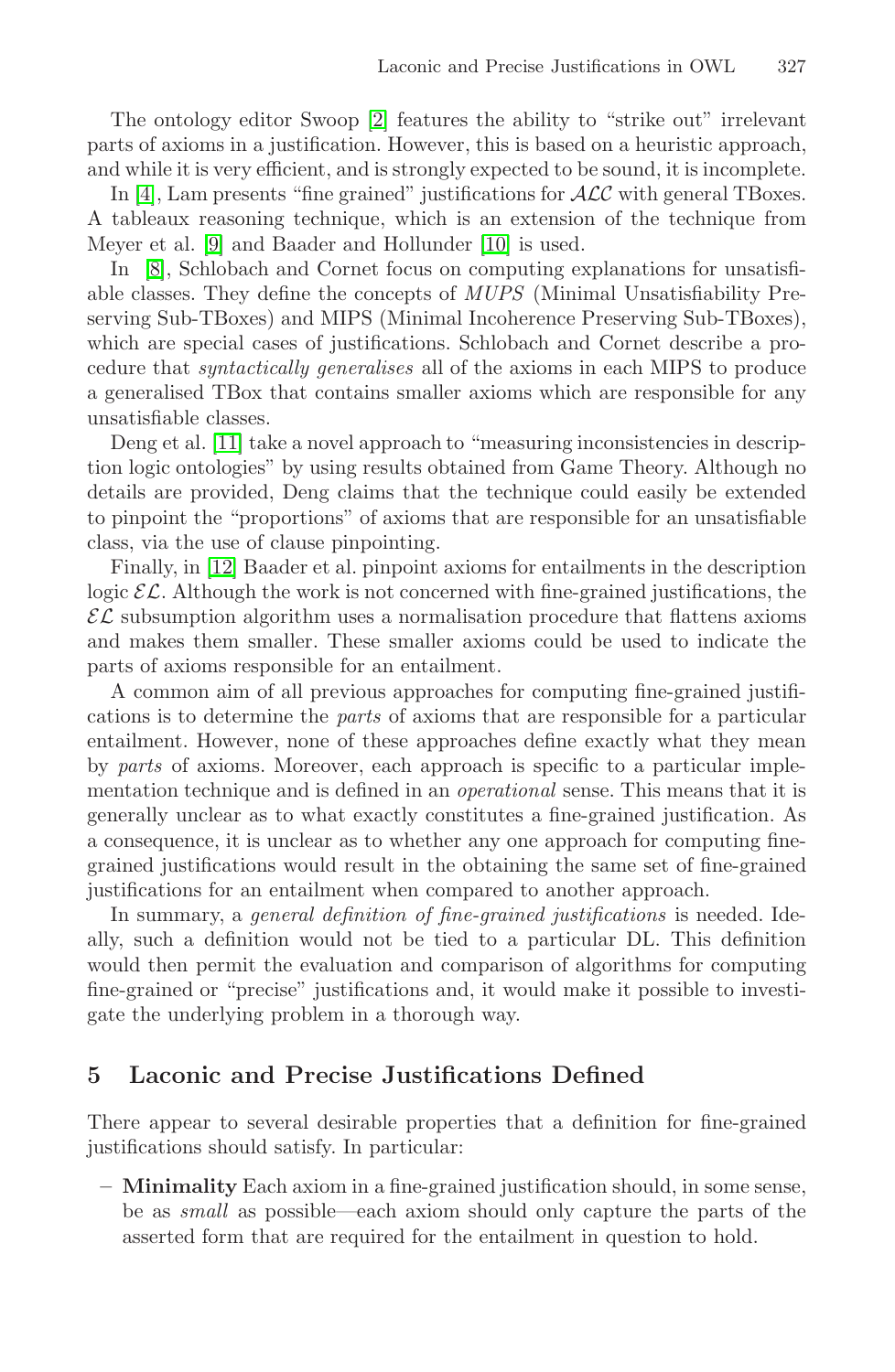The ontology editor Swoop [2] features the ability to "strike out" irrelevant parts of axioms in a justification. However, this is based on a heuristic approach, and while it is very efficient, and is strongly expected to be sound, it is incomplete.

In [4], Lam presents "fine grained" justifications for $\mathcal{ALC}$ with general TBoxes. A tableaux reasoning technique, which is an extension of the technique from Meyer et al. [9] and Baader and Hollunder [10] is used.

In [8], Schlobach and Cornet focus on computing explanations for unsatisfiable classes. They define the concepts of *MUPS* (Minimal Unsatisfiability Preserving Sub-TBoxes) and MIPS (Minimal Incoherence Preserving Sub-TBoxes), which are special cases of justifications. Schlobach and Cornet describe a procedure that *syntactically generalises* all of the axioms in each MIPS to produce a generalised TBox that contains smaller axioms which are responsible for any unsatisfiable classes.

Deng et al. [11] take a novel approach to "measuring inconsistencies in description logic ontologies" by using results obtained from Game Theory. Although no details are provided, Deng claims that the technique could easily be extended to pinpoint the "proportions" of axioms that are responsible for an unsatisfiable class, via the use of clause pinpointing.

Finally, in [12] Baader et al. pinpoint axioms for entailments in the description logic $\mathcal{EL}$. Although the work is not concerned with fine-grained justifications, the $\mathcal{EL}$ subsumption algorithm uses a normalisation procedure that flattens axioms and makes them smaller. These smaller axioms could be used to indicate the parts of axioms responsible for an entailment.

A common aim of all previous approaches for computing fine-grained justifications is to determine the *parts* of axioms that are responsible for a particular entailment. However, none of these approaches define exactly what they mean by *parts* of axioms. Moreover, each approach is specific to a particular implementation technique and is defined in an *operational* sense. This means that it is generally unclear as to what exactly constitutes a fine-grained justification. As a consequence, it is unclear as to whether any one approach for computing fine-grained justifications would result in the obtaining the same set of fine-grained justifications for an entailment when compared to another approach.

In summary, a *general definition of fine-grained justifications* is needed. Ideally, such a definition would not be tied to a particular DL. This definition would then permit the evaluation and comparison of algorithms for computing fine-grained or "precise" justifications and, it would make it possible to investigate the underlying problem in a thorough way.

## 5 Laconic and Precise Justifications Defined

There appear to several desirable properties that a definition for fine-grained justifications should satisfy. In particular:

- **Minimality** Each axiom in a fine-grained justification should, in some sense, be as *small* as possible—each axiom should only capture the parts of the asserted form that are required for the entailment in question to hold.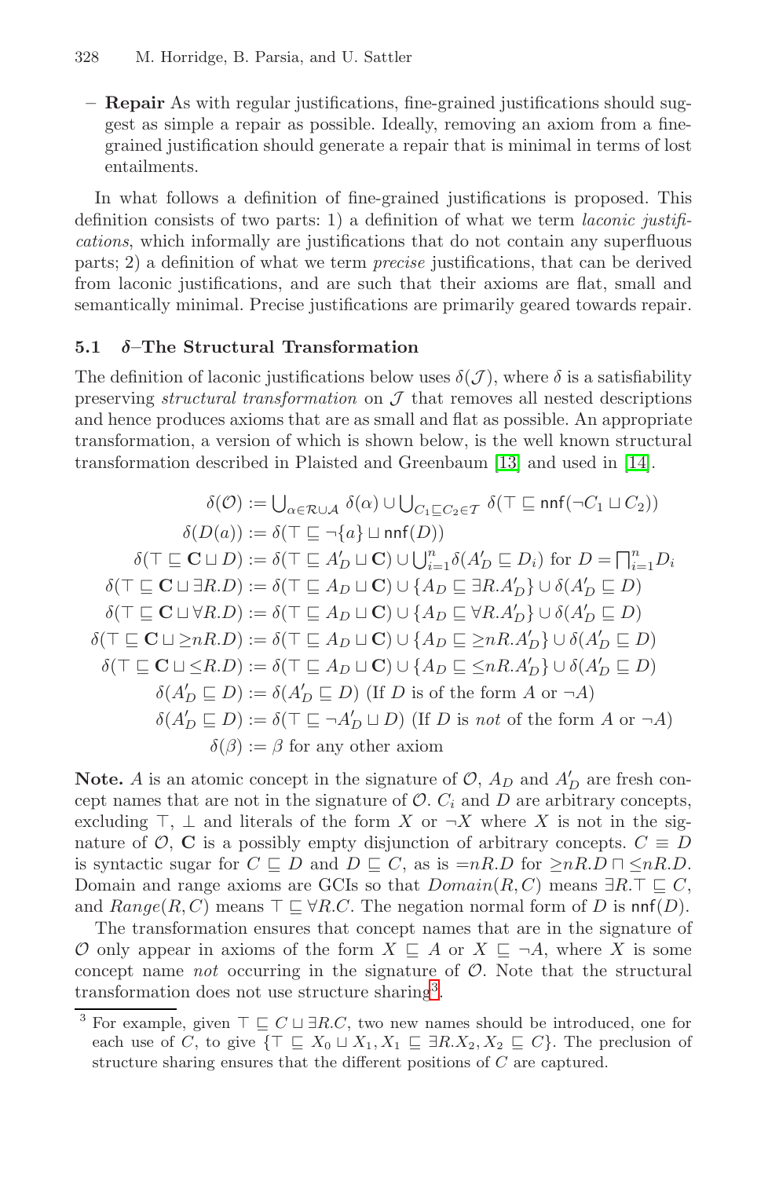- **Repair** As with regular justifications, fine-grained justifications should suggest as simple a repair as possible. Ideally, removing an axiom from a fine-grained justification should generate a repair that is minimal in terms of lost entailments.

In what follows a definition of fine-grained justifications is proposed. This definition consists of two parts: 1) a definition of what we term *laconic justifications*, which informally are justifications that do not contain any superfluous parts; 2) a definition of what we term *precise* justifications, that can be derived from laconic justifications, and are such that their axioms are flat, small and semantically minimal. Precise justifications are primarily geared towards repair.

### 5.1 $\delta$–The Structural Transformation

The definition of laconic justifications below uses $\delta(\mathcal{J})$, where $\delta$ is a satisfiability preserving *structural transformation* on $\mathcal{J}$ that removes all nested descriptions and hence produces axioms that are as small and flat as possible. An appropriate transformation, a version of which is shown below, is the well known structural transformation described in Plaisted and Greenbaum [13] and used in [14].

$$
\begin{aligned}
\delta(\mathcal{O}) &:= \textstyle\bigcup_{\alpha \in \mathcal{R} \cup \mathcal{A}} \delta(\alpha) \cup \bigcup_{C_1 \sqsubseteq C_2 \in \mathcal{T}} \delta(\top \sqsubseteq \mathsf{nnf}(\neg C_1 \sqcup C_2)) \\
\delta(D(a)) &:= \delta(\top \sqsubseteq \neg\{a\} \sqcup \mathsf{nnf}(D)) \\
\delta(\top \sqsubseteq \mathbf{C} \sqcup D) &:= \delta(\top \sqsubseteq A'_D \sqcup \mathbf{C}) \cup \textstyle\bigcup_{i=1}^{n} \delta(A'_D \sqsubseteq D_i) \text{ for } D = \bigsqcap_{i=1}^{n} D_i \\
\delta(\top \sqsubseteq \mathbf{C} \sqcup \exists R.D) &:= \delta(\top \sqsubseteq A_D \sqcup \mathbf{C}) \cup \{A_D \sqsubseteq \exists R.A'_D\} \cup \delta(A'_D \sqsubseteq D) \\
\delta(\top \sqsubseteq \mathbf{C} \sqcup \forall R.D) &:= \delta(\top \sqsubseteq A_D \sqcup \mathbf{C}) \cup \{A_D \sqsubseteq \forall R.A'_D\} \cup \delta(A'_D \sqsubseteq D) \\
\delta(\top \sqsubseteq \mathbf{C} \sqcup {\geq} nR.D) &:= \delta(\top \sqsubseteq A_D \sqcup \mathbf{C}) \cup \{A_D \sqsubseteq {\geq} nR.A'_D\} \cup \delta(A'_D \sqsubseteq D) \\
\delta(\top \sqsubseteq \mathbf{C} \sqcup {\leq} R.D) &:= \delta(\top \sqsubseteq A_D \sqcup \mathbf{C}) \cup \{A_D \sqsubseteq {\leq} nR.A'_D\} \cup \delta(A'_D \sqsubseteq D) \\
\delta(A'_D \sqsubseteq D) &:= \delta(A'_D \sqsubseteq D) \text{ (If } D \text{ is of the form } A \text{ or } \neg A\text{)} \\
\delta(A'_D \sqsubseteq D) &:= \delta(\top \sqsubseteq \neg A'_D \sqcup D) \text{ (If } D \text{ is } \textit{not} \text{ of the form } A \text{ or } \neg A\text{)} \\
\delta(\beta) &:= \beta \text{ for any other axiom}
\end{aligned}
$$

**Note.** $A$ is an atomic concept in the signature of $\mathcal{O}$, $A_D$ and $A'_D$ are fresh concept names that are not in the signature of $\mathcal{O}$. $C_i$ and $D$ are arbitrary concepts, excluding $\top$, $\bot$ and literals of the form $X$ or $\neg X$ where $X$ is not in the signature of $\mathcal{O}$, $\mathbf{C}$ is a possibly empty disjunction of arbitrary concepts. $C \equiv D$ is syntactic sugar for $C \sqsubseteq D$ and $D \sqsubseteq C$, as is $=nR.D$ for ${\geq}nR.D \sqcap {\leq}nR.D$. Domain and range axioms are GCIs so that $Domain(R, C)$ means $\exists R.\top \sqsubseteq C$, and $Range(R, C)$ means $\top \sqsubseteq \forall R.C$. The negation normal form of $D$ is $\mathsf{nnf}(D)$.

The transformation ensures that concept names that are in the signature of $\mathcal{O}$ only appear in axioms of the form $X \sqsubseteq A$ or $X \sqsubseteq \neg A$, where $X$ is some concept name *not* occurring in the signature of $\mathcal{O}$. Note that the structural transformation does not use structure sharing[3].

[3] For example, given $\top \sqsubseteq C \sqcup \exists R.C$, two new names should be introduced, one for each use of $C$, to give $\{\top \sqsubseteq X_0 \sqcup X_1, X_1 \sqsubseteq \exists R.X_2, X_2 \sqsubseteq C\}$. The preclusion of structure sharing ensures that the different positions of $C$ are captured.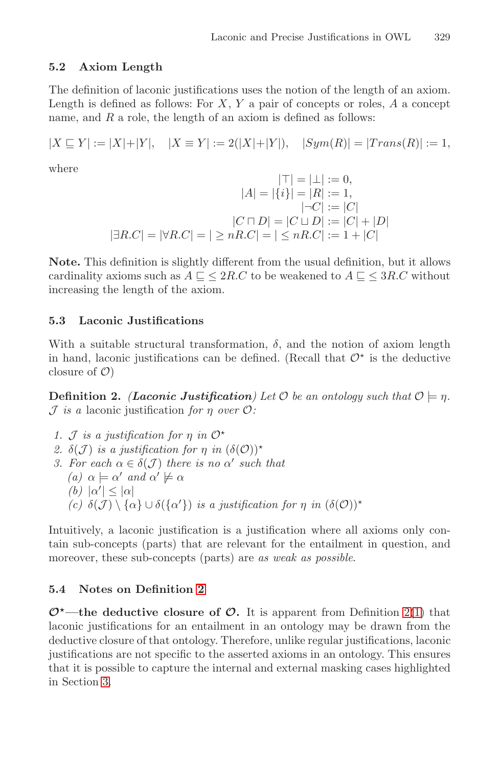### 5.2 Axiom Length

The definition of laconic justifications uses the notion of the length of an axiom. Length is defined as follows: For $X$, $Y$ a pair of concepts or roles, $A$ a concept name, and $R$ a role, the length of an axiom is defined as follows:

$$|X \sqsubseteq Y| := |X|+|Y|, \quad |X \equiv Y| := 2(|X|+|Y|), \quad |Sym(R)| = |Trans(R)| := 1,$$

where

$$\begin{aligned} |\top| = |\bot| &:= 0, \\ |A| = |\{i\}| = |R| &:= 1, \\ |\neg C| &:= |C| \\ |C \sqcap D| = |C \sqcup D| &:= |C| + |D| \\ |\exists R.C| = |\forall R.C| = |\geq nR.C| = |\leq nR.C| &:= 1 + |C| \end{aligned}$$

**Note.** This definition is slightly different from the usual definition, but it allows cardinality axioms such as $A \sqsubseteq \leq 2R.C$ to be weakened to $A \sqsubseteq \leq 3R.C$ without increasing the length of the axiom.

### 5.3 Laconic Justifications

With a suitable structural transformation, $\delta$, and the notion of axiom length in hand, laconic justifications can be defined. (Recall that $\mathcal{O}^\star$ is the deductive closure of $\mathcal{O}$)

**Definition 2.** *(**Laconic Justification**) Let $\mathcal{O}$ be an ontology such that $\mathcal{O} \models \eta$. $\mathcal{J}$ is a* laconic justification *for $\eta$ over $\mathcal{O}$:*

1. *$\mathcal{J}$ is a justification for $\eta$ in $\mathcal{O}^\star$*
2. *$\delta(\mathcal{J})$ is a justification for $\eta$ in $(\delta(\mathcal{O}))^\star$*
3. *For each $\alpha \in \delta(\mathcal{J})$ there is no $\alpha'$ such that*
   - *(a) $\alpha \models \alpha'$ and $\alpha' \not\models \alpha$*
   - *(b) $|\alpha'| \leq |\alpha|$*
   - *(c) $\delta(\mathcal{J}) \setminus \{\alpha\} \cup \delta(\{\alpha'\})$ is a justification for $\eta$ in $(\delta(\mathcal{O}))^\star$*

Intuitively, a laconic justification is a justification where all axioms only contain sub-concepts (parts) that are relevant for the entailment in question, and moreover, these sub-concepts (parts) are *as weak as possible*.

### 5.4 Notes on Definition 2

**$\mathcal{O}^\star$—the deductive closure of $\mathcal{O}$.** It is apparent from Definition 2(1) that laconic justifications for an entailment in an ontology may be drawn from the deductive closure of that ontology. Therefore, unlike regular justifications, laconic justifications are not specific to the asserted axioms in an ontology. This ensures that it is possible to capture the internal and external masking cases highlighted in Section 3.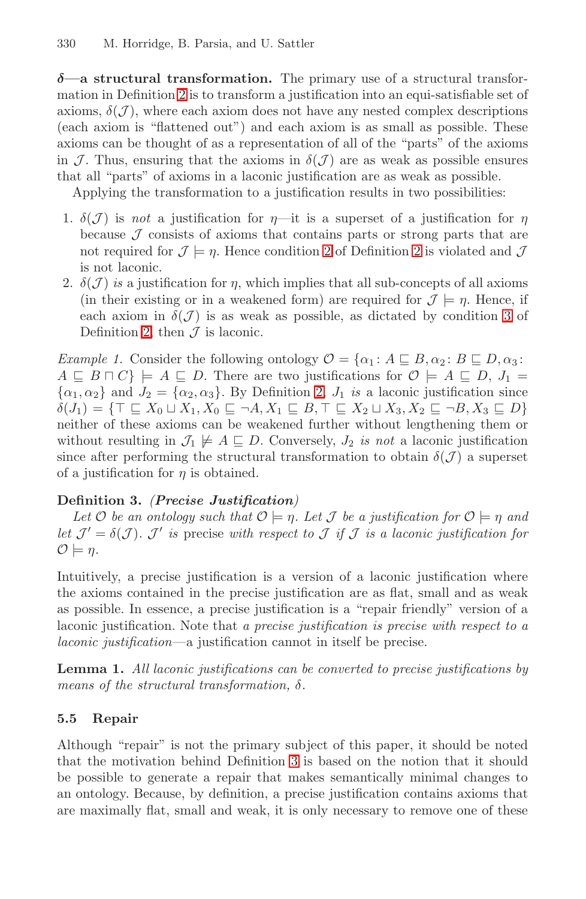**$\delta$—a structural transformation.** The primary use of a structural transformation in Definition 2 is to transform a justification into an equi-satisfiable set of axioms, $\delta(\mathcal{J})$, where each axiom does not have any nested complex descriptions (each axiom is "flattened out") and each axiom is as small as possible. These axioms can be thought of as a representation of all of the "parts" of the axioms in $\mathcal{J}$. Thus, ensuring that the axioms in $\delta(\mathcal{J})$ are as weak as possible ensures that all "parts" of axioms in a laconic justification are as weak as possible.

Applying the transformation to a justification results in two possibilities:

1. $\delta(\mathcal{J})$ is *not* a justification for $\eta$—it is a superset of a justification for $\eta$ because $\mathcal{J}$ consists of axioms that contains parts or strong parts that are not required for $\mathcal{J} \models \eta$. Hence condition 2 of Definition 2 is violated and $\mathcal{J}$ is not laconic.
2. $\delta(\mathcal{J})$ *is* a justification for $\eta$, which implies that all sub-concepts of all axioms (in their existing or in a weakened form) are required for $\mathcal{J} \models \eta$. Hence, if each axiom in $\delta(\mathcal{J})$ is as weak as possible, as dictated by condition 3 of Definition 2, then $\mathcal{J}$ is laconic.

*Example 1.* Consider the following ontology $\mathcal{O} = \{\alpha_1 : A \sqsubseteq B, \alpha_2 : B \sqsubseteq D, \alpha_3 : A \sqsubseteq B \sqcap C\} \models A \sqsubseteq D$. There are two justifications for $\mathcal{O} \models A \sqsubseteq D$, $\mathcal{J}_1 = \{\alpha_1, \alpha_2\}$ and $\mathcal{J}_2 = \{\alpha_2, \alpha_3\}$. By Definition 2, $\mathcal{J}_1$ *is* a laconic justification since $\delta(\mathcal{J}_1) = \{\top \sqsubseteq X_0 \sqcup X_1, X_0 \sqsubseteq \neg A, X_1 \sqsubseteq B, \top \sqsubseteq X_2 \sqcup X_3, X_2 \sqsubseteq \neg B, X_3 \sqsubseteq D\}$ neither of these axioms can be weakened further without lengthening them or without resulting in $\mathcal{J}_1 \not\models A \sqsubseteq D$. Conversely, $\mathcal{J}_2$ *is not* a laconic justification since after performing the structural transformation to obtain $\delta(\mathcal{J})$ a superset of a justification for $\eta$ is obtained.

**Definition 3.** ***(Precise Justification)***
*Let $\mathcal{O}$ be an ontology such that $\mathcal{O} \models \eta$. Let $\mathcal{J}$ be a justification for $\mathcal{O} \models \eta$ and let $\mathcal{J}' = \delta(\mathcal{J})$. $\mathcal{J}'$ is* precise *with respect to $\mathcal{J}$ if $\mathcal{J}$ is a laconic justification for $\mathcal{O} \models \eta$.*

Intuitively, a precise justification is a version of a laconic justification where the axioms contained in the precise justification are as flat, small and as weak as possible. In essence, a precise justification is a "repair friendly" version of a laconic justification. Note that *a precise justification is precise with respect to a laconic justification*—a justification cannot in itself be precise.

**Lemma 1.** *All laconic justifications can be converted to precise justifications by means of the structural transformation, $\delta$.*

### 5.5 Repair

Although "repair" is not the primary subject of this paper, it should be noted that the motivation behind Definition 3 is based on the notion that it should be possible to generate a repair that makes semantically minimal changes to an ontology. Because, by definition, a precise justification contains axioms that are maximally flat, small and weak, it is only necessary to remove one of these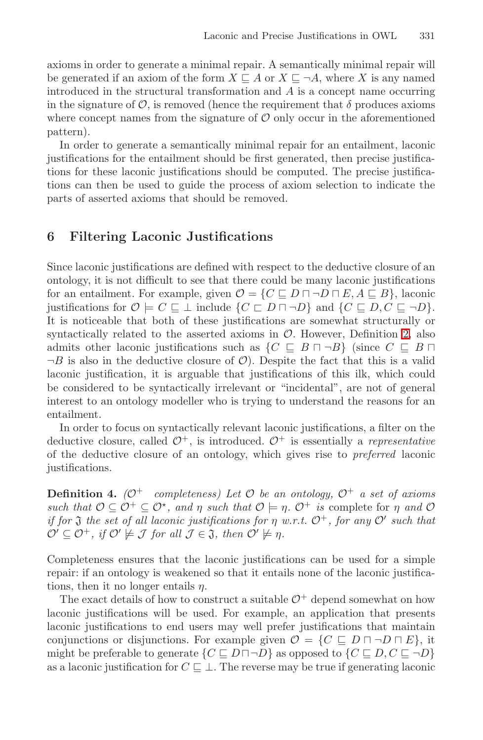axioms in order to generate a minimal repair. A semantically minimal repair will be generated if an axiom of the form $X \sqsubseteq A$ or $X \sqsubseteq \neg A$, where $X$ is any named introduced in the structural transformation and $A$ is a concept name occurring in the signature of $\mathcal{O}$, is removed (hence the requirement that $\delta$ produces axioms where concept names from the signature of $\mathcal{O}$ only occur in the aforementioned pattern).

In order to generate a semantically minimal repair for an entailment, laconic justifications for the entailment should be first generated, then precise justifications for these laconic justifications should be computed. The precise justifications can then be used to guide the process of axiom selection to indicate the parts of asserted axioms that should be removed.

## 6 Filtering Laconic Justifications

Since laconic justifications are defined with respect to the deductive closure of an ontology, it is not difficult to see that there could be many laconic justifications for an entailment. For example, given $\mathcal{O} = \{C \sqsubseteq D \sqcap \neg D \sqcap E, A \sqsubseteq B\}$, laconic justifications for $\mathcal{O} \models C \sqsubseteq \bot$ include $\{C \sqsubset D \sqcap \neg D\}$ and $\{C \sqsubseteq D, C \sqsubseteq \neg D\}$. It is noticeable that both of these justifications are somewhat structurally or syntactically related to the asserted axioms in $\mathcal{O}$. However, Definition 2, also admits other laconic justifications such as $\{C \sqsubseteq B \sqcap \neg B\}$ (since $C \sqsubseteq B \sqcap \neg B$ is also in the deductive closure of $\mathcal{O}$). Despite the fact that this is a valid laconic justification, it is arguable that justifications of this ilk, which could be considered to be syntactically irrelevant or "incidental", are not of general interest to an ontology modeller who is trying to understand the reasons for an entailment.

In order to focus on syntactically relevant laconic justifications, a filter on the deductive closure, called $\mathcal{O}^+$, is introduced. $\mathcal{O}^+$ is essentially a *representative* of the deductive closure of an ontology, which gives rise to *preferred* laconic justifications.

**Definition 4.** *($\mathcal{O}^+$ completeness) Let $\mathcal{O}$ be an ontology, $\mathcal{O}^+$ a set of axioms such that $\mathcal{O} \subseteq \mathcal{O}^+ \subseteq \mathcal{O}^\star$, and $\eta$ such that $\mathcal{O} \models \eta$. $\mathcal{O}^+$ is* complete *for $\eta$ and $\mathcal{O}$ if for $\mathfrak{J}$ the set of all laconic justifications for $\eta$ w.r.t. $\mathcal{O}^+$, for any $\mathcal{O}'$ such that $\mathcal{O}' \subseteq \mathcal{O}^+$, if $\mathcal{O}' \not\models \mathcal{J}$ for all $\mathcal{J} \in \mathfrak{J}$, then $\mathcal{O}' \not\models \eta$.*

Completeness ensures that the laconic justifications can be used for a simple repair: if an ontology is weakened so that it entails none of the laconic justifications, then it no longer entails $\eta$.

The exact details of how to construct a suitable $\mathcal{O}^+$ depend somewhat on how laconic justifications will be used. For example, an application that presents laconic justifications to end users may well prefer justifications that maintain conjunctions or disjunctions. For example given $\mathcal{O} = \{C \sqsubseteq D \sqcap \neg D \sqcap E\}$, it might be preferable to generate $\{C \sqsubseteq D \sqcap \neg D\}$ as opposed to $\{C \sqsubseteq D, C \sqsubseteq \neg D\}$ as a laconic justification for $C \sqsubseteq \bot$. The reverse may be true if generating laconic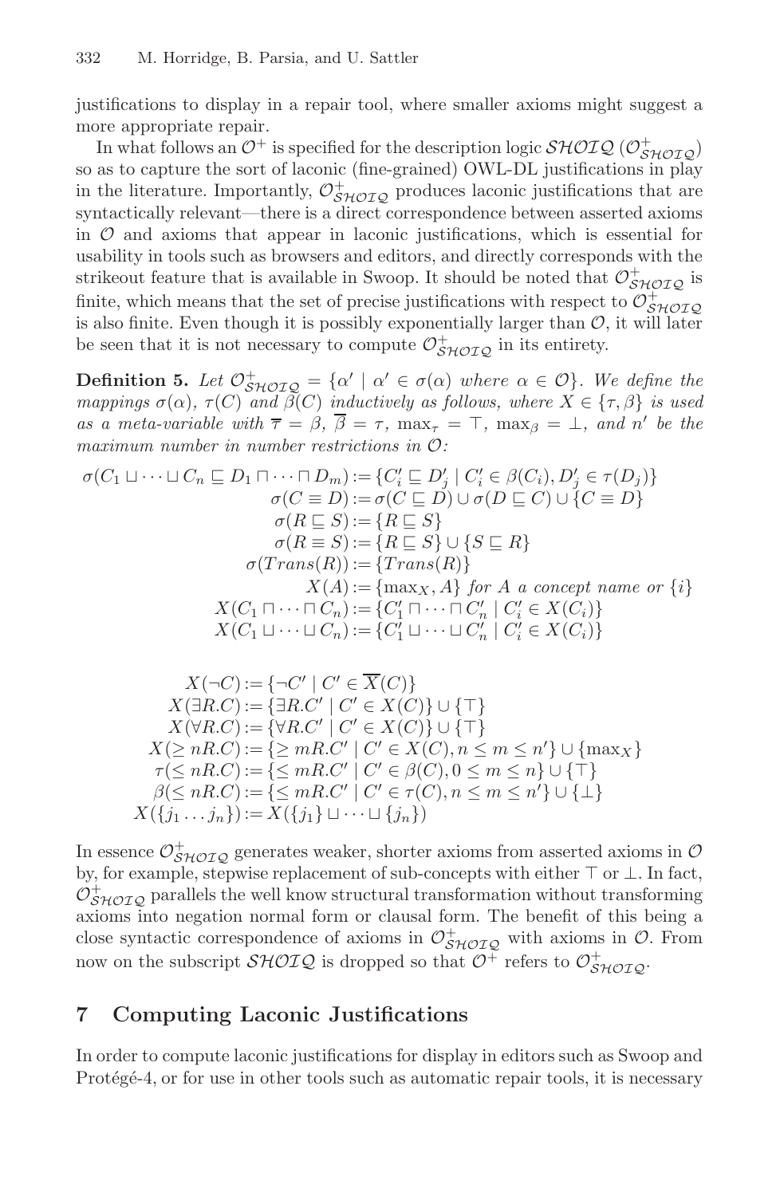justifications to display in a repair tool, where smaller axioms might suggest a more appropriate repair.

In what follows an $\mathcal{O}^+$ is specified for the description logic $\mathcal{SHOIQ}$ ($\mathcal{O}^+_{\mathcal{SHOIQ}}$) so as to capture the sort of laconic (fine-grained) OWL-DL justifications in play in the literature. Importantly, $\mathcal{O}^+_{\mathcal{SHOIQ}}$ produces laconic justifications that are syntactically relevant—there is a direct correspondence between asserted axioms in $\mathcal{O}$ and axioms that appear in laconic justifications, which is essential for usability in tools such as browsers and editors, and directly corresponds with the strikeout feature that is available in Swoop. It should be noted that $\mathcal{O}^+_{\mathcal{SHOIQ}}$ is finite, which means that the set of precise justifications with respect to $\mathcal{O}^+_{\mathcal{SHOIQ}}$ is also finite. Even though it is possibly exponentially larger than $\mathcal{O}$, it will later be seen that it is not necessary to compute $\mathcal{O}^+_{\mathcal{SHOIQ}}$ in its entirety.

**Definition 5.** *Let $\mathcal{O}^+_{\mathcal{SHOIQ}} = \{\alpha' \mid \alpha' \in \sigma(\alpha)$ where $\alpha \in \mathcal{O}\}$. We define the mappings $\sigma(\alpha)$, $\tau(C)$ and $\beta(C)$ inductively as follows, where $X \in \{\tau, \beta\}$ is used as a meta-variable with $\overline{\tau} = \beta$, $\overline{\beta} = \tau$, $\max_\tau = \top$, $\max_\beta = \bot$, and $n'$ be the maximum number in number restrictions in $\mathcal{O}$:*

$$
\begin{aligned}
\sigma(C_1 \sqcup \cdots \sqcup C_n \sqsubseteq D_1 \sqcap \cdots \sqcap D_m) &:= \{C'_i \sqsubseteq D'_j \mid C'_i \in \beta(C_i), D'_j \in \tau(D_j)\} \\
\sigma(C \equiv D) &:= \sigma(C \sqsubseteq D) \cup \sigma(D \sqsubseteq C) \cup \{C \equiv D\} \\
\sigma(R \sqsubseteq S) &:= \{R \sqsubseteq S\} \\
\sigma(R \equiv S) &:= \{R \sqsubseteq S\} \cup \{S \sqsubseteq R\} \\
\sigma(Trans(R)) &:= \{Trans(R)\} \\
X(A) &:= \{\max_X, A\} \text{ for } A \text{ a concept name or } \{i\} \\
X(C_1 \sqcap \cdots \sqcap C_n) &:= \{C'_1 \sqcap \cdots \sqcap C'_n \mid C'_i \in X(C_i)\} \\
X(C_1 \sqcup \cdots \sqcup C_n) &:= \{C'_1 \sqcup \cdots \sqcup C'_n \mid C'_i \in X(C_i)\}
\end{aligned}
$$

$$
\begin{aligned}
X(\neg C) &:= \{\neg C' \mid C' \in \overline{X}(C)\} \\
X(\exists R.C) &:= \{\exists R.C' \mid C' \in X(C)\} \cup \{\top\} \\
X(\forall R.C) &:= \{\forall R.C' \mid C' \in X(C)\} \cup \{\top\} \\
X(\geq nR.C) &:= \{\geq mR.C' \mid C' \in X(C), n \leq m \leq n'\} \cup \{\max_X\} \\
\tau(\leq nR.C) &:= \{\leq mR.C' \mid C' \in \beta(C), 0 \leq m \leq n\} \cup \{\top\} \\
\beta(\leq nR.C) &:= \{\leq mR.C' \mid C' \in \tau(C), n \leq m \leq n'\} \cup \{\bot\} \\
X(\{j_1 \ldots j_n\}) &:= X(\{j_1\} \sqcup \cdots \sqcup \{j_n\})
\end{aligned}
$$

In essence $\mathcal{O}^+_{\mathcal{SHOIQ}}$ generates weaker, shorter axioms from asserted axioms in $\mathcal{O}$ by, for example, stepwise replacement of sub-concepts with either $\top$ or $\bot$. In fact, $\mathcal{O}^+_{\mathcal{SHOIQ}}$ parallels the well know structural transformation without transforming axioms into negation normal form or clausal form. The benefit of this being a close syntactic correspondence of axioms in $\mathcal{O}^+_{\mathcal{SHOIQ}}$ with axioms in $\mathcal{O}$. From now on the subscript $\mathcal{SHOIQ}$ is dropped so that $\mathcal{O}^+$ refers to $\mathcal{O}^+_{\mathcal{SHOIQ}}$.

## 7 Computing Laconic Justifications

In order to compute laconic justifications for display in editors such as Swoop and Protégé-4, or for use in other tools such as automatic repair tools, it is necessary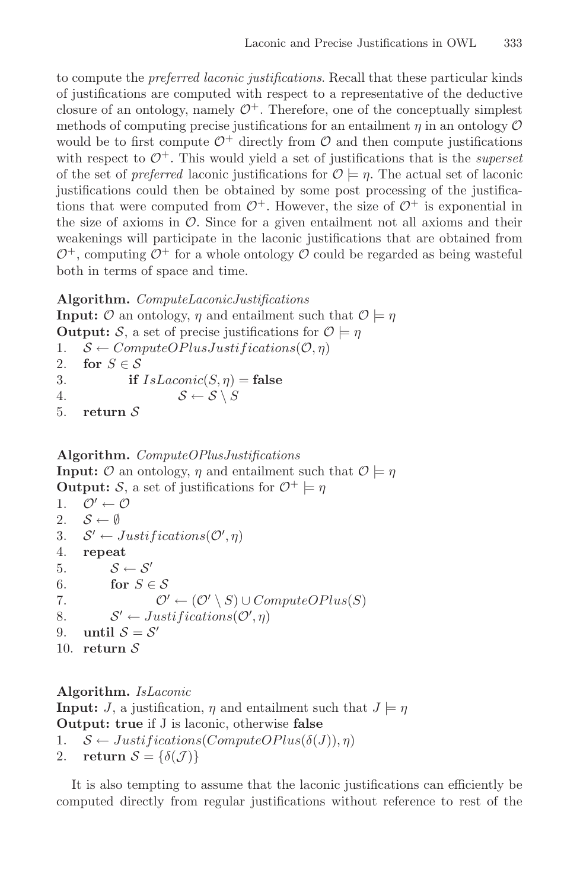to compute the *preferred laconic justifications*. Recall that these particular kinds of justifications are computed with respect to a representative of the deductive closure of an ontology, namely $\mathcal{O}^+$. Therefore, one of the conceptually simplest methods of computing precise justifications for an entailment $\eta$ in an ontology $\mathcal{O}$ would be to first compute $\mathcal{O}^+$ directly from $\mathcal{O}$ and then compute justifications with respect to $\mathcal{O}^+$. This would yield a set of justifications that is the *superset* of the set of *preferred* laconic justifications for $\mathcal{O} \models \eta$. The actual set of laconic justifications could then be obtained by some post processing of the justifications that were computed from $\mathcal{O}^+$. However, the size of $\mathcal{O}^+$ is exponential in the size of axioms in $\mathcal{O}$. Since for a given entailment not all axioms and their weakenings will participate in the laconic justifications that are obtained from $\mathcal{O}^+$, computing $\mathcal{O}^+$ for a whole ontology $\mathcal{O}$ could be regarded as being wasteful both in terms of space and time.

**Algorithm.** *ComputeLaconicJustifications*
**Input:** $\mathcal{O}$ an ontology, $\eta$ and entailment such that $\mathcal{O} \models \eta$
**Output:** $\mathcal{S}$, a set of precise justifications for $\mathcal{O} \models \eta$

1. $\mathcal{S} \leftarrow ComputeOPlusJustifications(\mathcal{O}, \eta)$
2. **for** $S \in \mathcal{S}$
3. &nbsp;&nbsp;&nbsp;&nbsp;**if** $IsLaconic(S, \eta) =$ **false**
4. &nbsp;&nbsp;&nbsp;&nbsp;&nbsp;&nbsp;&nbsp;&nbsp;$\mathcal{S} \leftarrow \mathcal{S} \setminus S$
5. **return** $\mathcal{S}$

**Algorithm.** *ComputeOPlusJustifications*
**Input:** $\mathcal{O}$ an ontology, $\eta$ and entailment such that $\mathcal{O} \models \eta$
**Output:** $\mathcal{S}$, a set of justifications for $\mathcal{O}^+ \models \eta$

1. $\mathcal{O}' \leftarrow \mathcal{O}$
2. $\mathcal{S} \leftarrow \emptyset$
3. $\mathcal{S}' \leftarrow Justifications(\mathcal{O}', \eta)$
4. **repeat**
5. &nbsp;&nbsp;&nbsp;&nbsp;$\mathcal{S} \leftarrow \mathcal{S}'$
6. &nbsp;&nbsp;&nbsp;&nbsp;**for** $S \in \mathcal{S}$
7. &nbsp;&nbsp;&nbsp;&nbsp;&nbsp;&nbsp;&nbsp;&nbsp;$\mathcal{O}' \leftarrow (\mathcal{O}' \setminus S) \cup ComputeOPlus(S)$
8. &nbsp;&nbsp;&nbsp;&nbsp;$\mathcal{S}' \leftarrow Justifications(\mathcal{O}', \eta)$
9. **until** $\mathcal{S} = \mathcal{S}'$
10. **return** $\mathcal{S}$

**Algorithm.** *IsLaconic*
**Input:** $J$, a justification, $\eta$ and entailment such that $J \models \eta$
**Output:** **true** if J is laconic, otherwise **false**

1. $\mathcal{S} \leftarrow Justifications(ComputeOPlus(\delta(J)), \eta)$
2. **return** $\mathcal{S} = \{\delta(\mathcal{J})\}$

It is also tempting to assume that the laconic justifications can efficiently be computed directly from regular justifications without reference to rest of the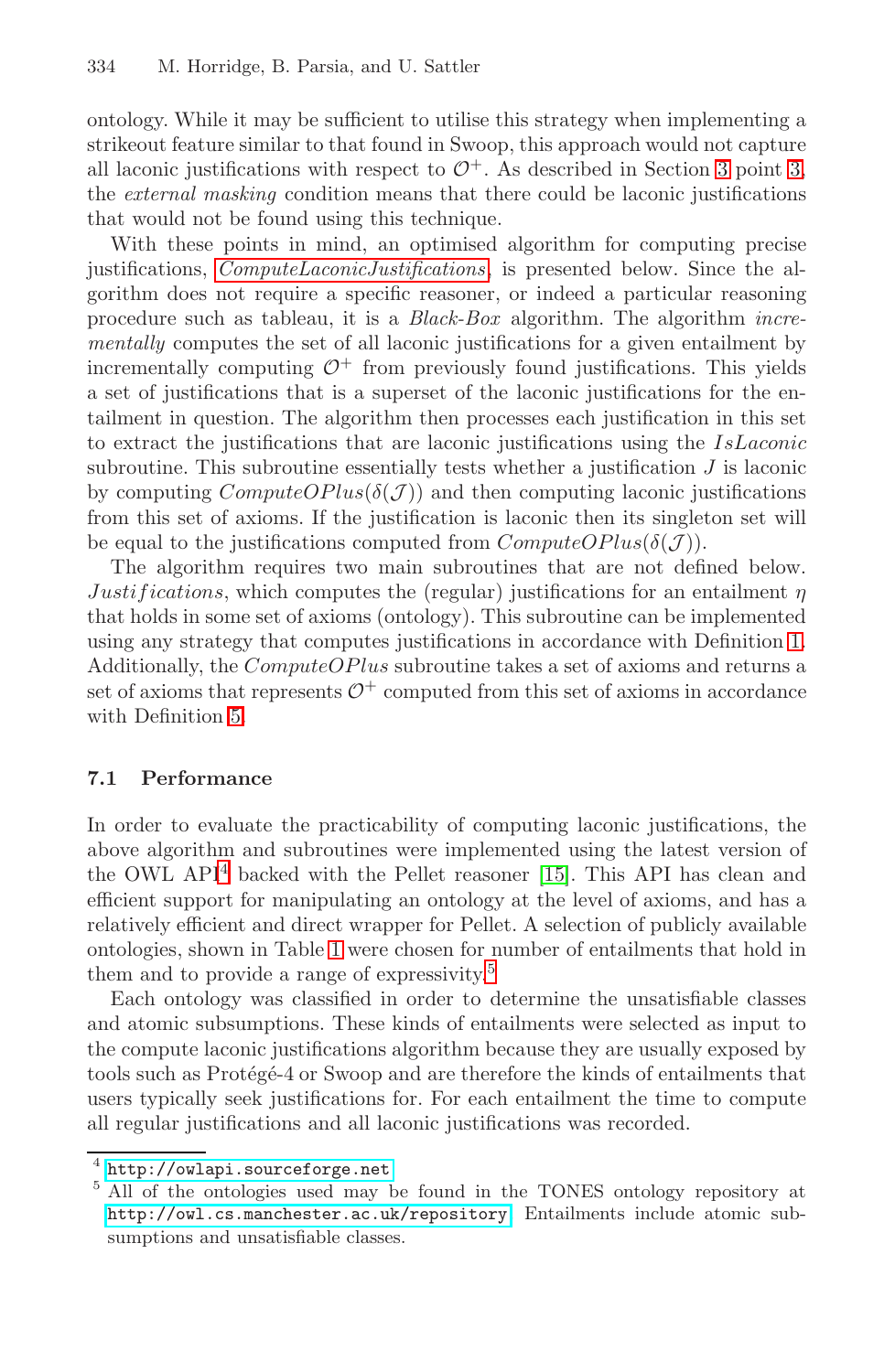ontology. While it may be sufficient to utilise this strategy when implementing a strikeout feature similar to that found in Swoop, this approach would not capture all laconic justifications with respect to $\mathcal{O}^+$. As described in Section 3 point 3, the *external masking* condition means that there could be laconic justifications that would not be found using this technique.

With these points in mind, an optimised algorithm for computing precise justifications, *ComputeLaconicJustifications*, is presented below. Since the algorithm does not require a specific reasoner, or indeed a particular reasoning procedure such as tableau, it is a *Black-Box* algorithm. The algorithm *incrementally* computes the set of all laconic justifications for a given entailment by incrementally computing $\mathcal{O}^+$ from previously found justifications. This yields a set of justifications that is a superset of the laconic justifications for the entailment in question. The algorithm then processes each justification in this set to extract the justifications that are laconic justifications using the $IsLaconic$ subroutine. This subroutine essentially tests whether a justification $J$ is laconic by computing $ComputeOPlus(\delta(\mathcal{J}))$ and then computing laconic justifications from this set of axioms. If the justification is laconic then its singleton set will be equal to the justifications computed from $ComputeOPlus(\delta(\mathcal{J}))$.

The algorithm requires two main subroutines that are not defined below. $Justifications$, which computes the (regular) justifications for an entailment $\eta$ that holds in some set of axioms (ontology). This subroutine can be implemented using any strategy that computes justifications in accordance with Definition 1. Additionally, the $ComputeOPlus$ subroutine takes a set of axioms and returns a set of axioms that represents $\mathcal{O}^+$ computed from this set of axioms in accordance with Definition 5.

### 7.1 Performance

In order to evaluate the practicability of computing laconic justifications, the above algorithm and subroutines were implemented using the latest version of the OWL API[4] backed with the Pellet reasoner [15]. This API has clean and efficient support for manipulating an ontology at the level of axioms, and has a relatively efficient and direct wrapper for Pellet. A selection of publicly available ontologies, shown in Table 1 were chosen for number of entailments that hold in them and to provide a range of expressivity.[5]

Each ontology was classified in order to determine the unsatisfiable classes and atomic subsumptions. These kinds of entailments were selected as input to the compute laconic justifications algorithm because they are usually exposed by tools such as Protégé-4 or Swoop and are therefore the kinds of entailments that users typically seek justifications for. For each entailment the time to compute all regular justifications and all laconic justifications was recorded.

[4] http://owlapi.sourceforge.net

[5] All of the ontologies used may be found in the TONES ontology repository at http://owl.cs.manchester.ac.uk/repository Entailments include atomic subsumptions and unsatisfiable classes.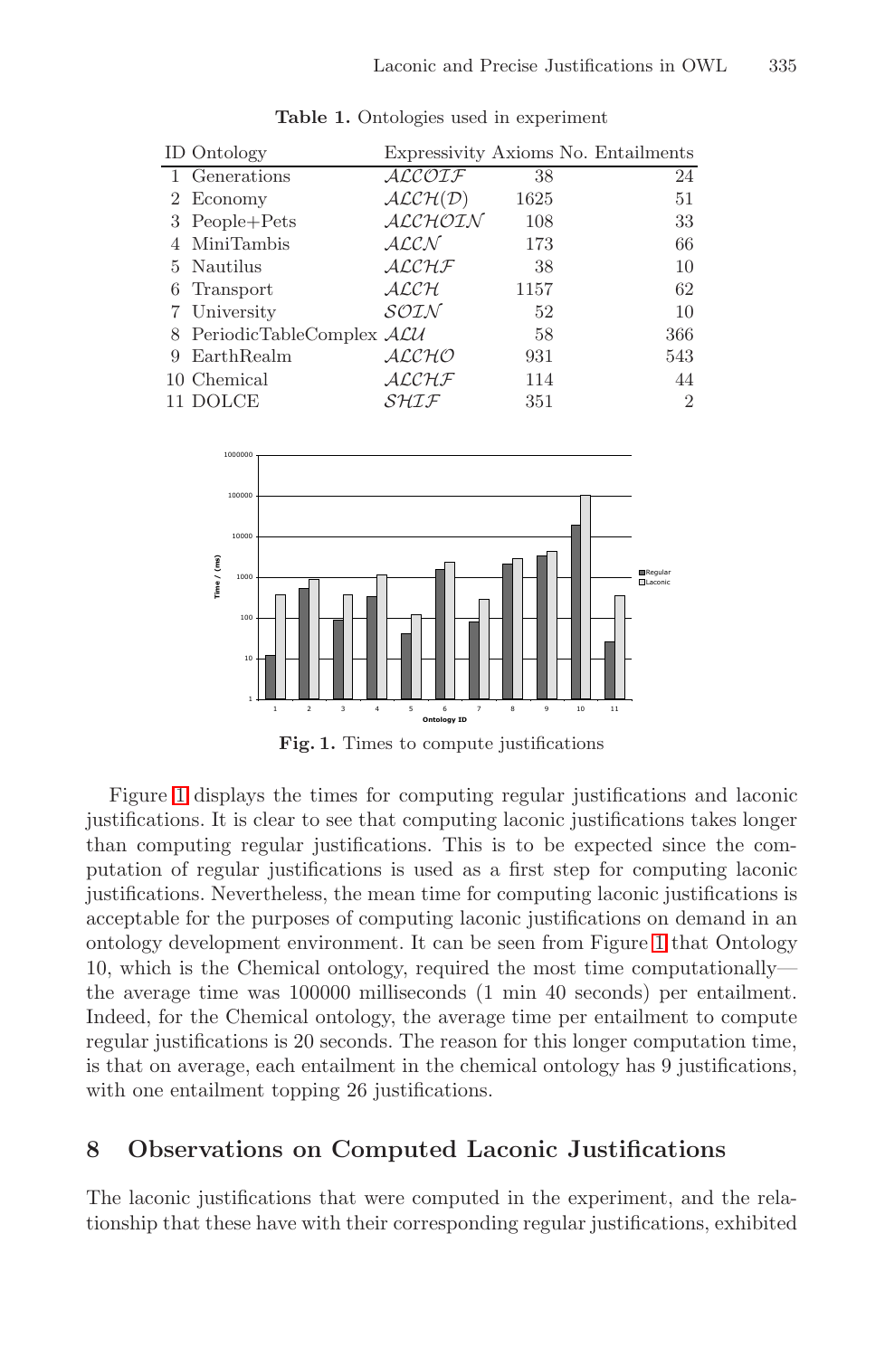**Table 1.** Ontologies used in experiment

| ID | Ontology | Expressivity | Axioms | No. Entailments |
|---|---|---|---|---|
| 1 | Generations | $\mathcal{ALCOIF}$ | 38 | 24 |
| 2 | Economy | $\mathcal{ALCH}(\mathcal{D})$ | 1625 | 51 |
| 3 | People+Pets | $\mathcal{ALCHOIN}$ | 108 | 33 |
| 4 | MiniTambis | $\mathcal{ALCN}$ | 173 | 66 |
| 5 | Nautilus | $\mathcal{ALCHF}$ | 38 | 10 |
| 6 | Transport | $\mathcal{ALCH}$ | 1157 | 62 |
| 7 | University | $\mathcal{SOIN}$ | 52 | 10 |
| 8 | PeriodicTableComplex | $\mathcal{ALU}$ | 58 | 366 |
| 9 | EarthRealm | $\mathcal{ALCHO}$ | 931 | 543 |
| 10 | Chemical | $\mathcal{ALCHF}$ | 114 | 44 |
| 11 | DOLCE | $\mathcal{SHIF}$ | 351 | 2 |

**Fig. 1.** Times to compute justifications

Figure 1 displays the times for computing regular justifications and laconic justifications. It is clear to see that computing laconic justifications takes longer than computing regular justifications. This is to be expected since the computation of regular justifications is used as a first step for computing laconic justifications. Nevertheless, the mean time for computing laconic justifications is acceptable for the purposes of computing laconic justifications on demand in an ontology development environment. It can be seen from Figure 1 that Ontology 10, which is the Chemical ontology, required the most time computationally—the average time was 100000 milliseconds (1 min 40 seconds) per entailment. Indeed, for the Chemical ontology, the average time per entailment to compute regular justifications is 20 seconds. The reason for this longer computation time, is that on average, each entailment in the chemical ontology has 9 justifications, with one entailment topping 26 justifications.

## 8 Observations on Computed Laconic Justifications

The laconic justifications that were computed in the experiment, and the relationship that these have with their corresponding regular justifications, exhibited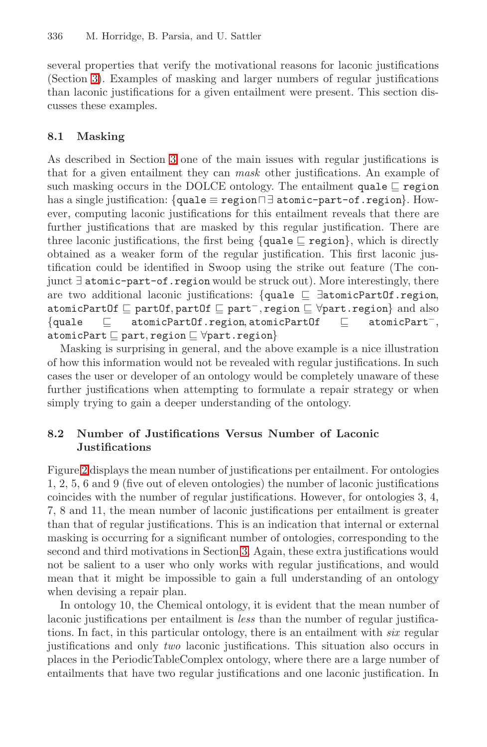several properties that verify the motivational reasons for laconic justifications (Section 3). Examples of masking and larger numbers of regular justifications than laconic justifications for a given entailment were present. This section discusses these examples.

### 8.1 Masking

As described in Section 3 one of the main issues with regular justifications is that for a given entailment they can *mask* other justifications. An example of such masking occurs in the DOLCE ontology. The entailment $\texttt{quale} \sqsubseteq \texttt{region}$ has a single justification: $\{\texttt{quale} \equiv \texttt{region} \sqcap \exists\, \texttt{atomic-part-of.region}\}$. However, computing laconic justifications for this entailment reveals that there are further justifications that are masked by this regular justification. There are three laconic justifications, the first being $\{\texttt{quale} \sqsubseteq \texttt{region}\}$, which is directly obtained as a weaker form of the regular justification. This first laconic justification could be identified in Swoop using the strike out feature (The conjunct $\exists\, \texttt{atomic-part-of.region}$ would be struck out). More interestingly, there are two additional laconic justifications: $\{\texttt{quale} \sqsubseteq \exists \texttt{atomicPartOf.region}, \texttt{atomicPartOf} \sqsubseteq \texttt{partOf}, \texttt{partOf} \sqsubseteq \texttt{part}^-, \texttt{region} \sqsubseteq \forall \texttt{part.region}\}$ and also $\{\texttt{quale} \sqsubseteq \texttt{atomicPartOf.region}, \texttt{atomicPartOf} \sqsubseteq \texttt{atomicPart}^-, \texttt{atomicPart} \sqsubseteq \texttt{part}, \texttt{region} \sqsubseteq \forall \texttt{part.region}\}$

Masking is surprising in general, and the above example is a nice illustration of how this information would not be revealed with regular justifications. In such cases the user or developer of an ontology would be completely unaware of these further justifications when attempting to formulate a repair strategy or when simply trying to gain a deeper understanding of the ontology.

### 8.2 Number of Justifications Versus Number of Laconic Justifications

Figure 2 displays the mean number of justifications per entailment. For ontologies 1, 2, 5, 6 and 9 (five out of eleven ontologies) the number of laconic justifications coincides with the number of regular justifications. However, for ontologies 3, 4, 7, 8 and 11, the mean number of laconic justifications per entailment is greater than that of regular justifications. This is an indication that internal or external masking is occurring for a significant number of ontologies, corresponding to the second and third motivations in Section 3. Again, these extra justifications would not be salient to a user who only works with regular justifications, and would mean that it might be impossible to gain a full understanding of an ontology when devising a repair plan.

In ontology 10, the Chemical ontology, it is evident that the mean number of laconic justifications per entailment is *less* than the number of regular justifications. In fact, in this particular ontology, there is an entailment with *six* regular justifications and only *two* laconic justifications. This situation also occurs in places in the PeriodicTableComplex ontology, where there are a large number of entailments that have two regular justifications and one laconic justification. In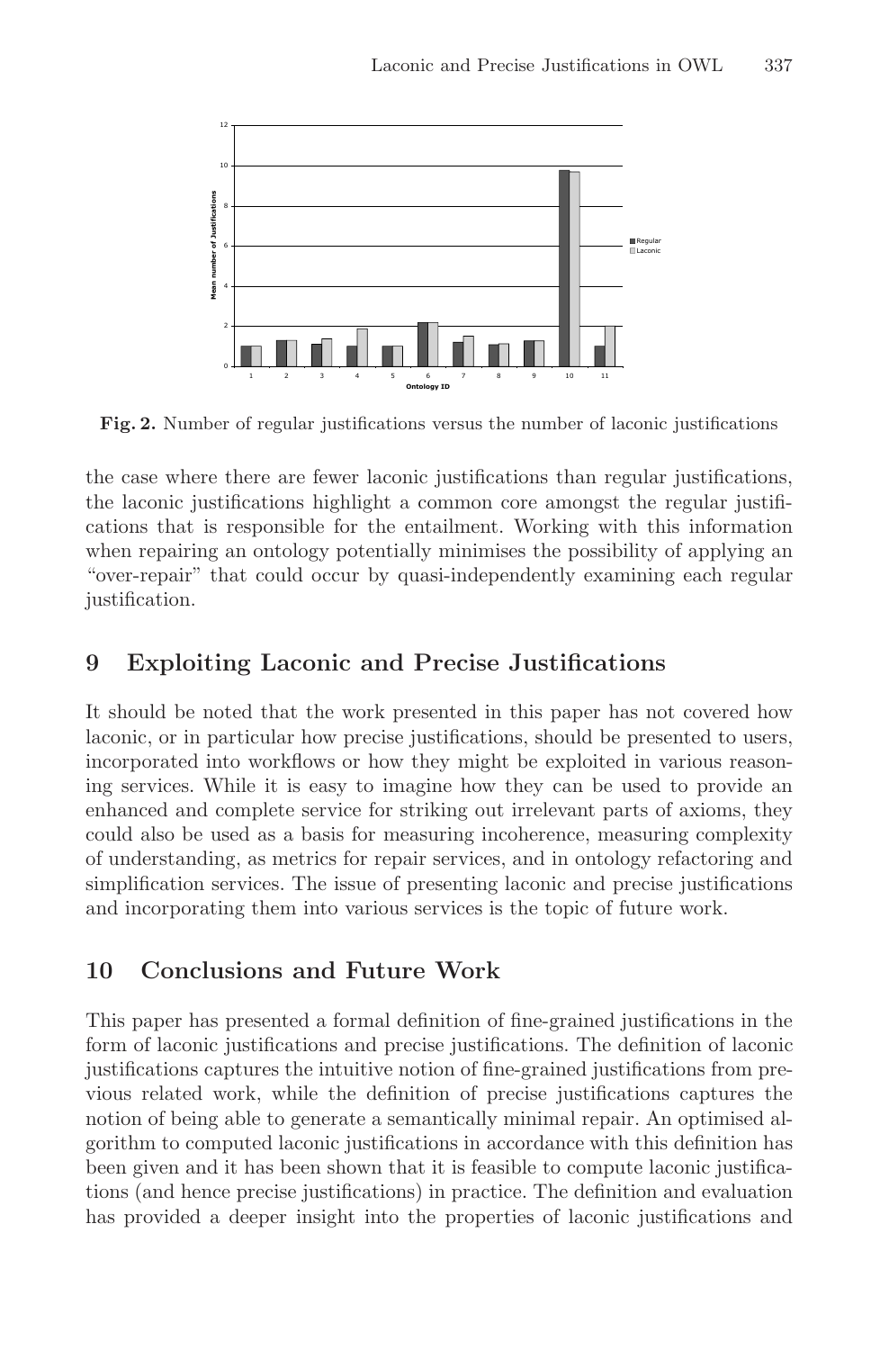12
10
8
6
4
2
0

Mean number of Justifications

1 2 3 4 5 6 7 8 9 10 11

Ontology ID

Regular
Laconic

**Fig. 2.** Number of regular justifications versus the number of laconic justifications

the case where there are fewer laconic justifications than regular justifications, the laconic justifications highlight a common core amongst the regular justifications that is responsible for the entailment. Working with this information when repairing an ontology potentially minimises the possibility of applying an "over-repair" that could occur by quasi-independently examining each regular justification.

## 9 Exploiting Laconic and Precise Justifications

It should be noted that the work presented in this paper has not covered how laconic, or in particular how precise justifications, should be presented to users, incorporated into workflows or how they might be exploited in various reasoning services. While it is easy to imagine how they can be used to provide an enhanced and complete service for striking out irrelevant parts of axioms, they could also be used as a basis for measuring incoherence, measuring complexity of understanding, as metrics for repair services, and in ontology refactoring and simplification services. The issue of presenting laconic and precise justifications and incorporating them into various services is the topic of future work.

## 10 Conclusions and Future Work

This paper has presented a formal definition of fine-grained justifications in the form of laconic justifications and precise justifications. The definition of laconic justifications captures the intuitive notion of fine-grained justifications from previous related work, while the definition of precise justifications captures the notion of being able to generate a semantically minimal repair. An optimised algorithm to computed laconic justifications in accordance with this definition has been given and it has been shown that it is feasible to compute laconic justifications (and hence precise justifications) in practice. The definition and evaluation has provided a deeper insight into the properties of laconic justifications and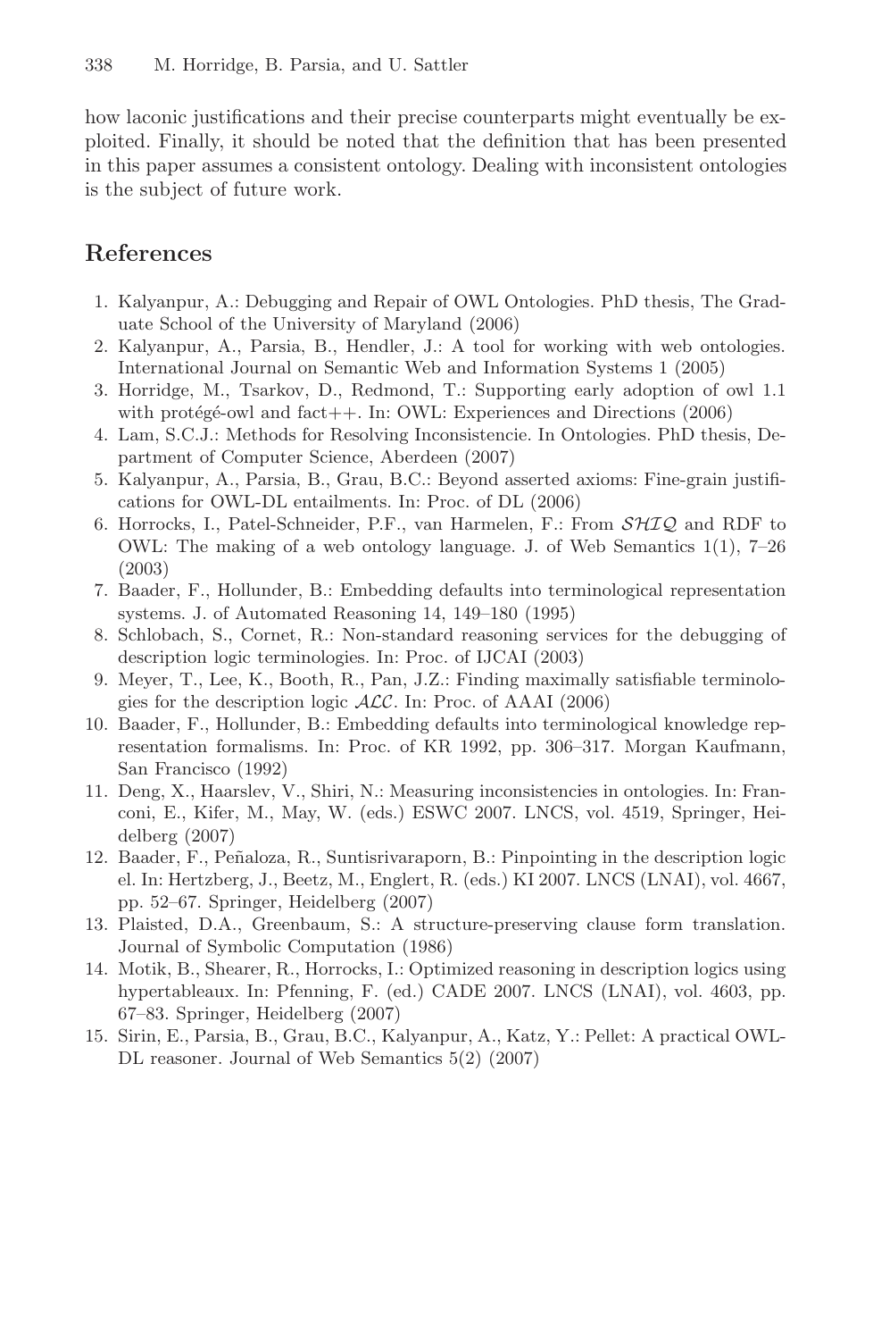how laconic justifications and their precise counterparts might eventually be exploited. Finally, it should be noted that the definition that has been presented in this paper assumes a consistent ontology. Dealing with inconsistent ontologies is the subject of future work.

## References

1. Kalyanpur, A.: Debugging and Repair of OWL Ontologies. PhD thesis, The Graduate School of the University of Maryland (2006)
2. Kalyanpur, A., Parsia, B., Hendler, J.: A tool for working with web ontologies. International Journal on Semantic Web and Information Systems 1 (2005)
3. Horridge, M., Tsarkov, D., Redmond, T.: Supporting early adoption of owl 1.1 with protégé-owl and fact++. In: OWL: Experiences and Directions (2006)
4. Lam, S.C.J.: Methods for Resolving Inconsistencie. In Ontologies. PhD thesis, Department of Computer Science, Aberdeen (2007)
5. Kalyanpur, A., Parsia, B., Grau, B.C.: Beyond asserted axioms: Fine-grain justifications for OWL-DL entailments. In: Proc. of DL (2006)
6. Horrocks, I., Patel-Schneider, P.F., van Harmelen, F.: From $\mathcal{SHIQ}$ and RDF to OWL: The making of a web ontology language. J. of Web Semantics 1(1), 7–26 (2003)
7. Baader, F., Hollunder, B.: Embedding defaults into terminological representation systems. J. of Automated Reasoning 14, 149–180 (1995)
8. Schlobach, S., Cornet, R.: Non-standard reasoning services for the debugging of description logic terminologies. In: Proc. of IJCAI (2003)
9. Meyer, T., Lee, K., Booth, R., Pan, J.Z.: Finding maximally satisfiable terminologies for the description logic $\mathcal{ALC}$. In: Proc. of AAAI (2006)
10. Baader, F., Hollunder, B.: Embedding defaults into terminological knowledge representation formalisms. In: Proc. of KR 1992, pp. 306–317. Morgan Kaufmann, San Francisco (1992)
11. Deng, X., Haarslev, V., Shiri, N.: Measuring inconsistencies in ontologies. In: Franconi, E., Kifer, M., May, W. (eds.) ESWC 2007. LNCS, vol. 4519, Springer, Heidelberg (2007)
12. Baader, F., Peñaloza, R., Suntisrivaraporn, B.: Pinpointing in the description logic el. In: Hertzberg, J., Beetz, M., Englert, R. (eds.) KI 2007. LNCS (LNAI), vol. 4667, pp. 52–67. Springer, Heidelberg (2007)
13. Plaisted, D.A., Greenbaum, S.: A structure-preserving clause form translation. Journal of Symbolic Computation (1986)
14. Motik, B., Shearer, R., Horrocks, I.: Optimized reasoning in description logics using hypertableaux. In: Pfenning, F. (ed.) CADE 2007. LNCS (LNAI), vol. 4603, pp. 67–83. Springer, Heidelberg (2007)
15. Sirin, E., Parsia, B., Grau, B.C., Kalyanpur, A., Katz, Y.: Pellet: A practical OWL-DL reasoner. Journal of Web Semantics 5(2) (2007)